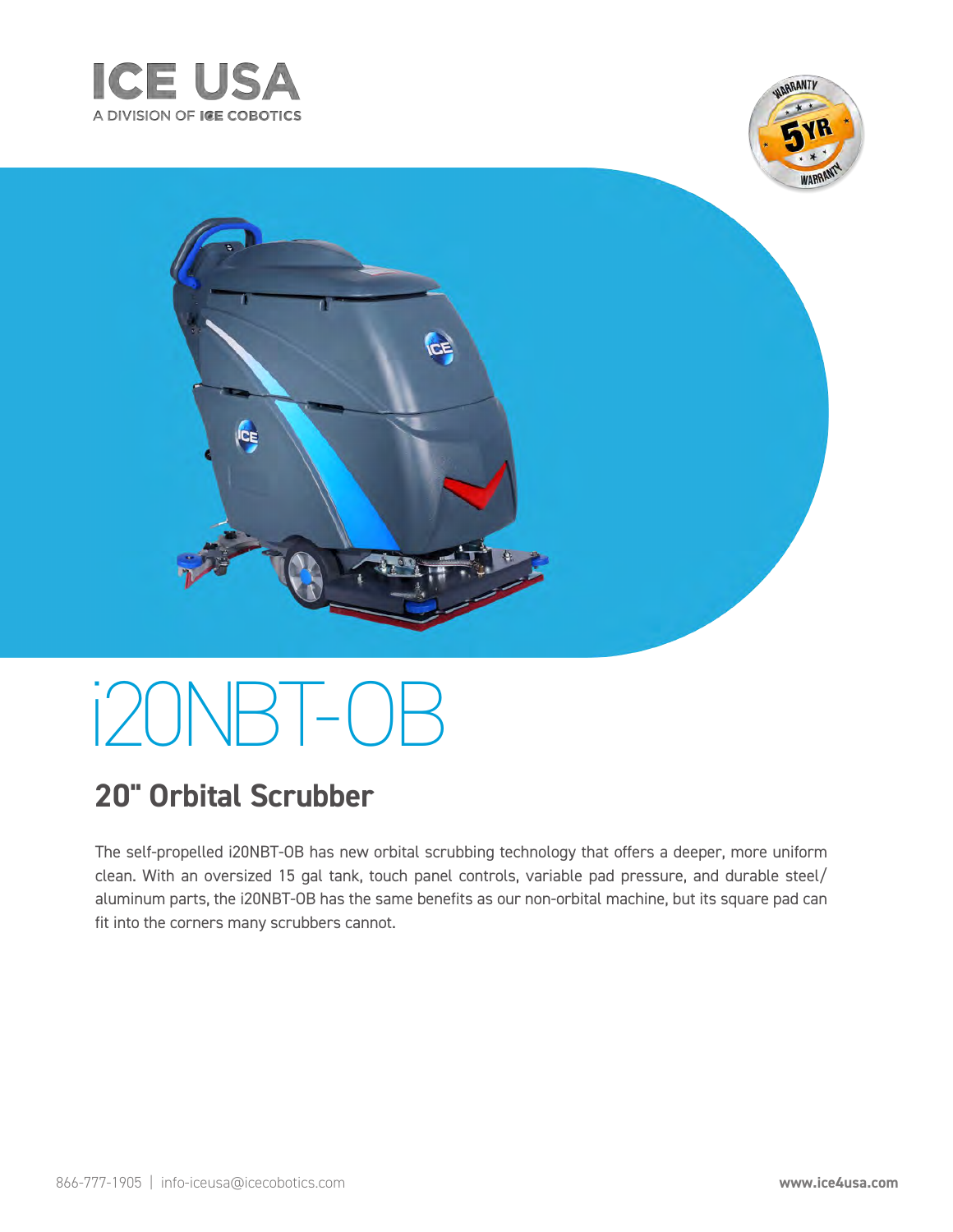**ICE USA**
A DIVISION OF ICE COBOTICS

# i20NBT-OB

## 20" Orbital Scrubber

The self-propelled i20NBT-OB has new orbital scrubbing technology that offers a deeper, more uniform clean. With an oversized 15 gal tank, touch panel controls, variable pad pressure, and durable steel/aluminum parts, the i20NBT-OB has the same benefits as our non-orbital machine, but its square pad can fit into the corners many scrubbers cannot.

866-777-1905 | info-iceusa@icecobotics.com

**www.ice4usa.com**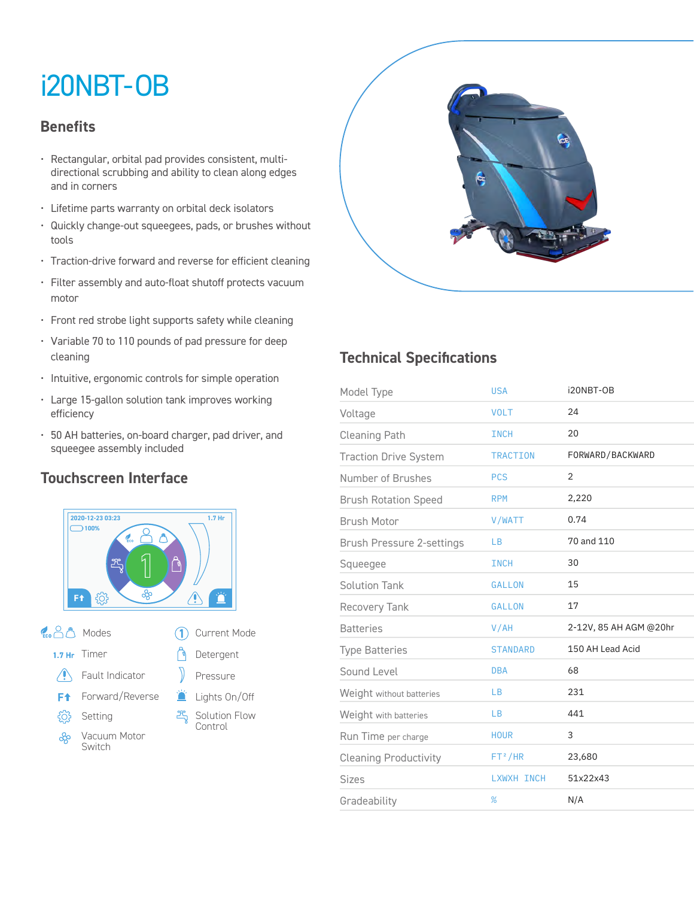# i20NBT-OB

## Benefits

- Rectangular, orbital pad provides consistent, multi-directional scrubbing and ability to clean along edges and in corners
- Lifetime parts warranty on orbital deck isolators
- Quickly change-out squeegees, pads, or brushes without tools
- Traction-drive forward and reverse for efficient cleaning
- Filter assembly and auto-float shutoff protects vacuum motor
- Front red strobe light supports safety while cleaning
- Variable 70 to 110 pounds of pad pressure for deep cleaning
- Intuitive, ergonomic controls for simple operation
- Large 15-gallon solution tank improves working efficiency
- 50 AH batteries, on-board charger, pad driver, and squeegee assembly included

## Touchscreen Interface

2020-12-23 03:23
100%
1.7 Hr
1
Ft

| | | | |
|---|---|---|---|
| Modes | | Current Mode | |
| Timer | | Detergent | |
| Fault Indicator | | Pressure | |
| Forward/Reverse | | Lights On/Off | |
| Setting | | Solution Flow Control | |
| Vacuum Motor Switch | | | |

## Technical Specifications

| | | |
|---|---|---|
| Model Type | USA | i20NBT-OB |
| Voltage | VOLT | 24 |
| Cleaning Path | INCH | 20 |
| Traction Drive System | TRACTION | FORWARD/BACKWARD |
| Number of Brushes | PCS | 2 |
| Brush Rotation Speed | RPM | 2,220 |
| Brush Motor | V/WATT | 0.74 |
| Brush Pressure 2-settings | LB | 70 and 110 |
| Squeegee | INCH | 30 |
| Solution Tank | GALLON | 15 |
| Recovery Tank | GALLON | 17 |
| Batteries | V/AH | 2-12V, 85 AH AGM @20hr |
| Type Batteries | STANDARD | 150 AH Lead Acid |
| Sound Level | DBA | 68 |
| Weight without batteries | LB | 231 |
| Weight with batteries | LB | 441 |
| Run Time per charge | HOUR | 3 |
| Cleaning Productivity | FT²/HR | 23,680 |
| Sizes | LXWXH INCH | 51x22x43 |
| Gradeability | % | N/A |